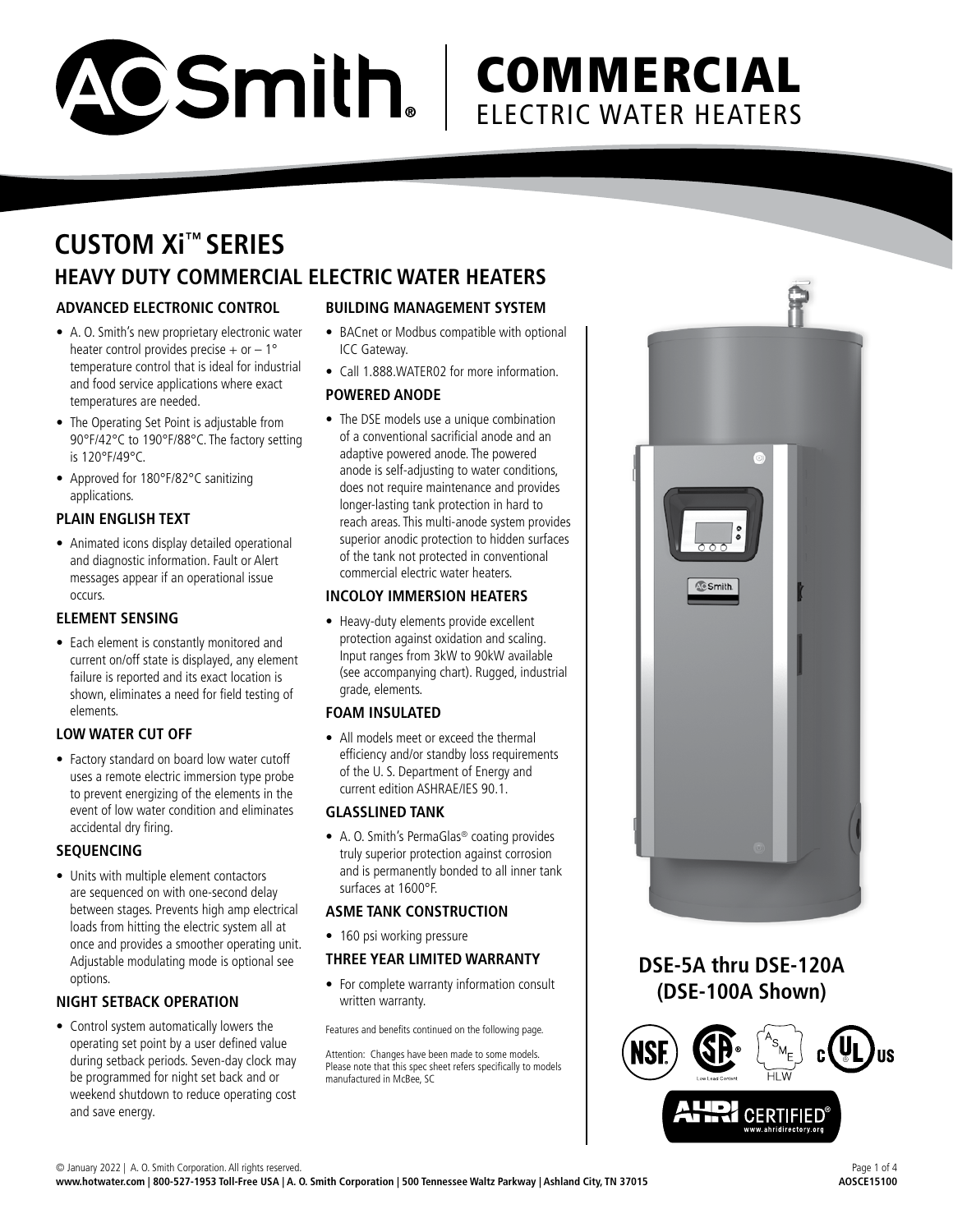# A.O. Smith | COMMERCIAL ELECTRIC WATER HEATERS

# CUSTOM Xi™ SERIES

## HEAVY DUTY COMMERCIAL ELECTRIC WATER HEATERS

### ADVANCED ELECTRONIC CONTROL

- A. O. Smith's new proprietary electronic water heater control provides precise + or – 1° temperature control that is ideal for industrial and food service applications where exact temperatures are needed.
- The Operating Set Point is adjustable from 90°F/42°C to 190°F/88°C. The factory setting is 120°F/49°C.
- Approved for 180°F/82°C sanitizing applications.

### PLAIN ENGLISH TEXT

- Animated icons display detailed operational and diagnostic information. Fault or Alert messages appear if an operational issue occurs.

### ELEMENT SENSING

- Each element is constantly monitored and current on/off state is displayed, any element failure is reported and its exact location is shown, eliminates a need for field testing of elements.

### LOW WATER CUT OFF

- Factory standard on board low water cutoff uses a remote electric immersion type probe to prevent energizing of the elements in the event of low water condition and eliminates accidental dry firing.

### SEQUENCING

- Units with multiple element contactors are sequenced on with one-second delay between stages. Prevents high amp electrical loads from hitting the electric system all at once and provides a smoother operating unit. Adjustable modulating mode is optional see options.

### NIGHT SETBACK OPERATION

- Control system automatically lowers the operating set point by a user defined value during setback periods. Seven-day clock may be programmed for night set back and or weekend shutdown to reduce operating cost and save energy.

### BUILDING MANAGEMENT SYSTEM

- BACnet or Modbus compatible with optional ICC Gateway.
- Call 1.888.WATER02 for more information.

### POWERED ANODE

- The DSE models use a unique combination of a conventional sacrificial anode and an adaptive powered anode. The powered anode is self-adjusting to water conditions, does not require maintenance and provides longer-lasting tank protection in hard to reach areas. This multi-anode system provides superior anodic protection to hidden surfaces of the tank not protected in conventional commercial electric water heaters.

### INCOLOY IMMERSION HEATERS

- Heavy-duty elements provide excellent protection against oxidation and scaling. Input ranges from 3kW to 90kW available (see accompanying chart). Rugged, industrial grade, elements.

### FOAM INSULATED

- All models meet or exceed the thermal efficiency and/or standby loss requirements of the U. S. Department of Energy and current edition ASHRAE/IES 90.1.

### GLASSLINED TANK

- A. O. Smith's PermaGlas® coating provides truly superior protection against corrosion and is permanently bonded to all inner tank surfaces at 1600°F.

### ASME TANK CONSTRUCTION

- 160 psi working pressure

### THREE YEAR LIMITED WARRANTY

- For complete warranty information consult written warranty.

Features and benefits continued on the following page.

Attention: Changes have been made to some models. Please note that this spec sheet refers specifically to models manufactured in McBee, SC

**DSE-5A thru DSE-120A (DSE-100A Shown)**

© January 2022 | A. O. Smith Corporation. All rights reserved.

**www.hotwater.com | 800-527-1953 Toll-Free USA | A. O. Smith Corporation | 500 Tennessee Waltz Parkway | Ashland City, TN 37015**

**AOSCE15100**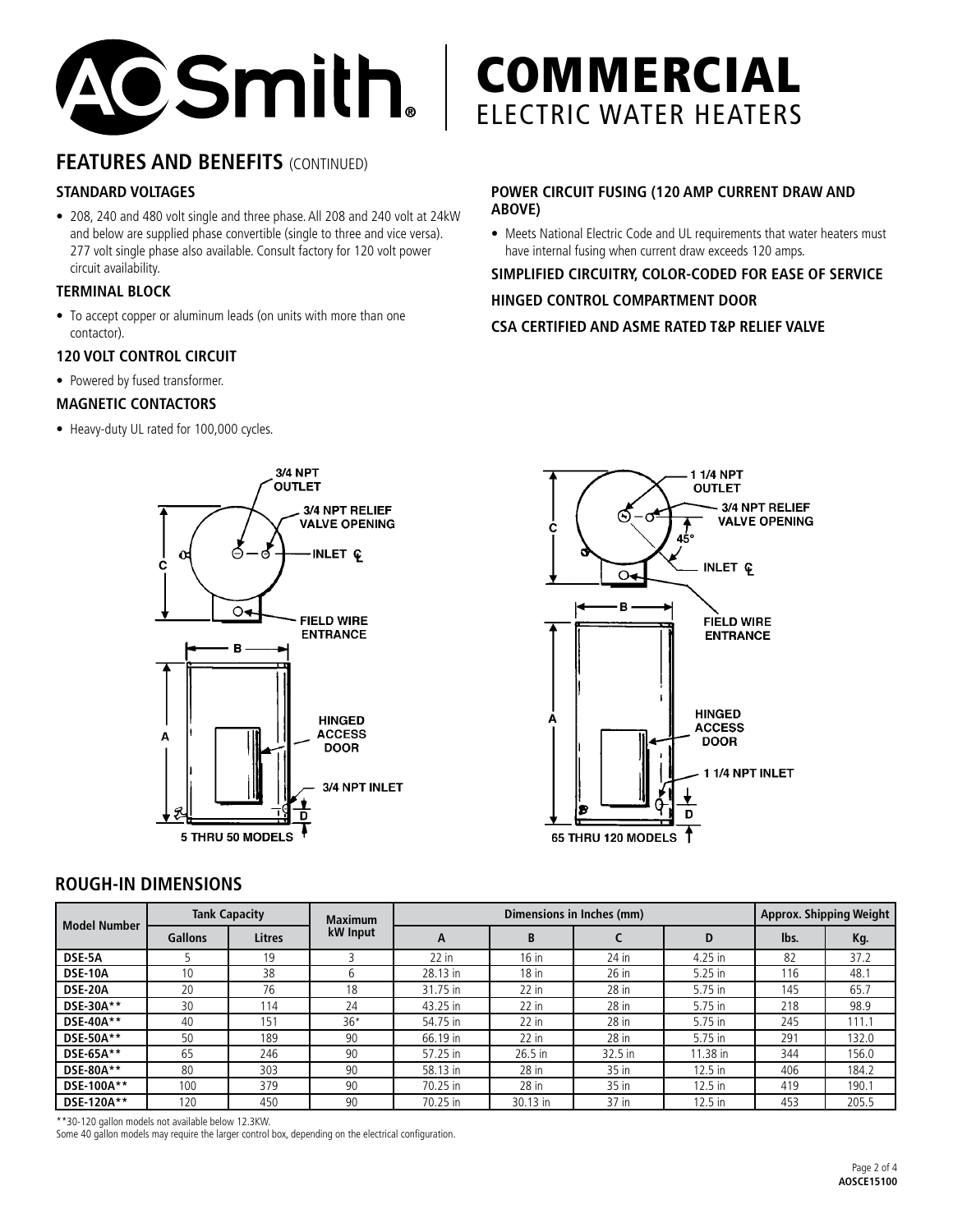# COMMERCIAL ELECTRIC WATER HEATERS

## FEATURES AND BENEFITS (CONTINUED)

### STANDARD VOLTAGES

- 208, 240 and 480 volt single and three phase. All 208 and 240 volt at 24kW and below are supplied phase convertible (single to three and vice versa). 277 volt single phase also available. Consult factory for 120 volt power circuit availability.

### TERMINAL BLOCK

- To accept copper or aluminum leads (on units with more than one contactor).

### 120 VOLT CONTROL CIRCUIT

- Powered by fused transformer.

### MAGNETIC CONTACTORS

- Heavy-duty UL rated for 100,000 cycles.

### POWER CIRCUIT FUSING (120 AMP CURRENT DRAW AND ABOVE)

- Meets National Electric Code and UL requirements that water heaters must have internal fusing when current draw exceeds 120 amps.

### SIMPLIFIED CIRCUITRY, COLOR-CODED FOR EASE OF SERVICE

### HINGED CONTROL COMPARTMENT DOOR

### CSA CERTIFIED AND ASME RATED T&P RELIEF VALVE

3/4 NPT OUTLET
3/4 NPT RELIEF VALVE OPENING
INLET ℄
FIELD WIRE ENTRANCE
HINGED ACCESS DOOR
3/4 NPT INLET
5 THRU 50 MODELS

1 1/4 NPT OUTLET
3/4 NPT RELIEF VALVE OPENING
45°
INLET ℄
FIELD WIRE ENTRANCE
HINGED ACCESS DOOR
1 1/4 NPT INLET
65 THRU 120 MODELS

## ROUGH-IN DIMENSIONS

| Model Number | Tank Capacity | | Maximum kW Input | Dimensions in Inches (mm) | | | | Approx. Shipping Weight | |
|---|---|---|---|---|---|---|---|---|---|
| | Gallons | Litres | | A | B | C | D | lbs. | Kg. |
| DSE-5A | 5 | 19 | 3 | 22 in | 16 in | 24 in | 4.25 in | 82 | 37.2 |
| DSE-10A | 10 | 38 | 6 | 28.13 in | 18 in | 26 in | 5.25 in | 116 | 48.1 |
| DSE-20A | 20 | 76 | 18 | 31.75 in | 22 in | 28 in | 5.75 in | 145 | 65.7 |
| DSE-30A** | 30 | 114 | 24 | 43.25 in | 22 in | 28 in | 5.75 in | 218 | 98.9 |
| DSE-40A** | 40 | 151 | 36* | 54.75 in | 22 in | 28 in | 5.75 in | 245 | 111.1 |
| DSE-50A** | 50 | 189 | 90 | 66.19 in | 22 in | 28 in | 5.75 in | 291 | 132.0 |
| DSE-65A** | 65 | 246 | 90 | 57.25 in | 26.5 in | 32.5 in | 11.38 in | 344 | 156.0 |
| DSE-80A** | 80 | 303 | 90 | 58.13 in | 28 in | 35 in | 12.5 in | 406 | 184.2 |
| DSE-100A** | 100 | 379 | 90 | 70.25 in | 28 in | 35 in | 12.5 in | 419 | 190.1 |
| DSE-120A** | 120 | 450 | 90 | 70.25 in | 30.13 in | 37 in | 12.5 in | 453 | 205.5 |

**30-120 gallon models not available below 12.3KW.
Some 40 gallon models may require the larger control box, depending on the electrical configuration.

AOSCE15100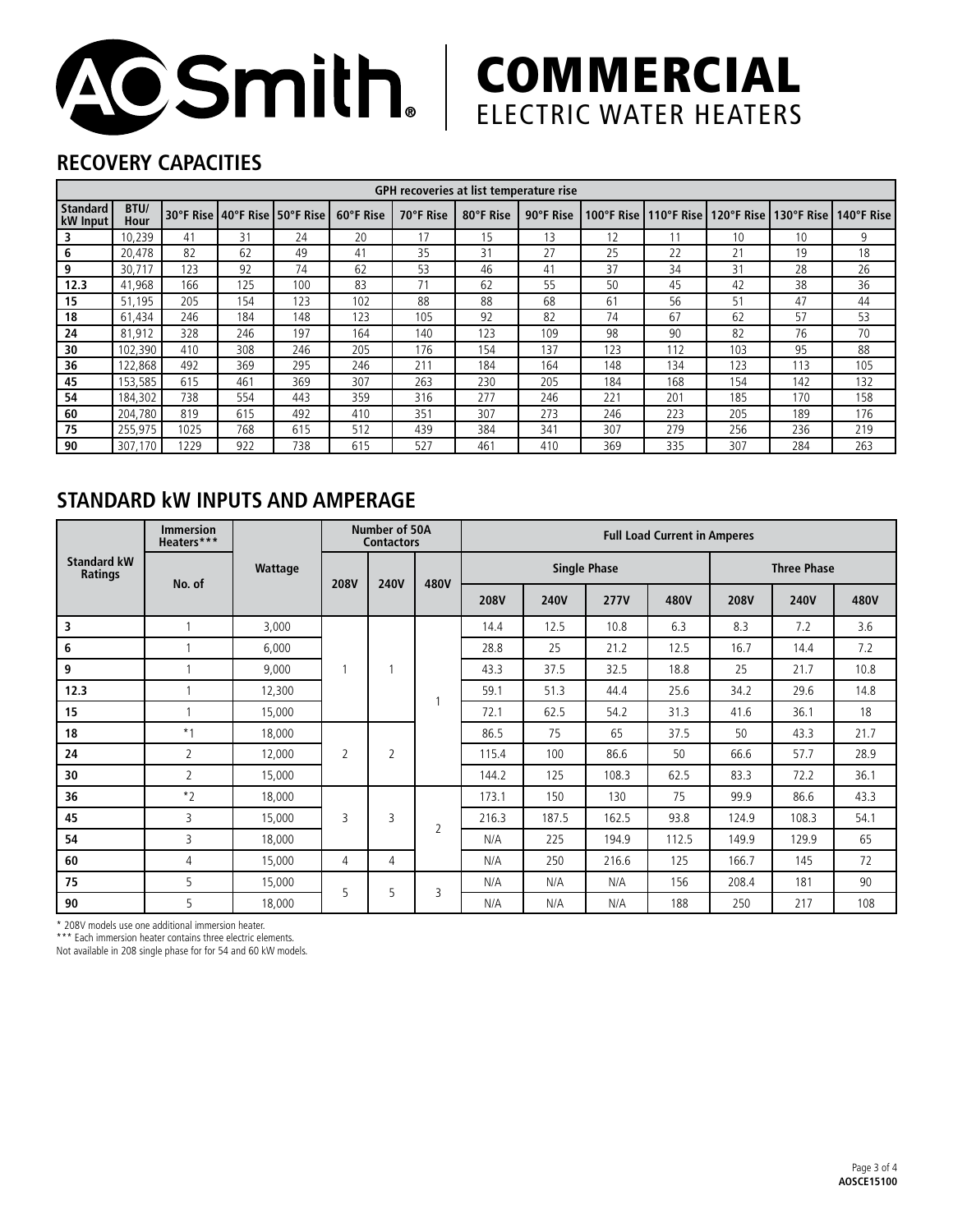# A.O. Smith COMMERCIAL ELECTRIC WATER HEATERS

## RECOVERY CAPACITIES

| | | GPH recoveries at list temperature rise | | | | | | | | | | | | |
|---|---|---|---|---|---|---|---|---|---|---|---|---|---|---|
| Standard kW Input | BTU/ Hour | 30°F Rise | 40°F Rise | 50°F Rise | 60°F Rise | 70°F Rise | 80°F Rise | 90°F Rise | 100°F Rise | 110°F Rise | 120°F Rise | 130°F Rise | 140°F Rise |
| 3 | 10,239 | 41 | 31 | 24 | 20 | 17 | 15 | 13 | 12 | 11 | 10 | 10 | 9 |
| 6 | 20,478 | 82 | 62 | 49 | 41 | 35 | 31 | 27 | 25 | 22 | 21 | 19 | 18 |
| 9 | 30,717 | 123 | 92 | 74 | 62 | 53 | 46 | 41 | 37 | 34 | 31 | 28 | 26 |
| 12.3 | 41,968 | 166 | 125 | 100 | 83 | 71 | 62 | 55 | 50 | 45 | 42 | 38 | 36 |
| 15 | 51,195 | 205 | 154 | 123 | 102 | 88 | 88 | 68 | 61 | 56 | 51 | 47 | 44 |
| 18 | 61,434 | 246 | 184 | 148 | 123 | 105 | 92 | 82 | 74 | 67 | 62 | 57 | 53 |
| 24 | 81,912 | 328 | 246 | 197 | 164 | 140 | 123 | 109 | 98 | 90 | 82 | 76 | 70 |
| 30 | 102,390 | 410 | 308 | 246 | 205 | 176 | 154 | 137 | 123 | 112 | 103 | 95 | 88 |
| 36 | 122,868 | 492 | 369 | 295 | 246 | 211 | 184 | 164 | 148 | 134 | 123 | 113 | 105 |
| 45 | 153,585 | 615 | 461 | 369 | 307 | 263 | 230 | 205 | 184 | 168 | 154 | 142 | 132 |
| 54 | 184,302 | 738 | 554 | 443 | 359 | 316 | 277 | 246 | 221 | 201 | 185 | 170 | 158 |
| 60 | 204,780 | 819 | 615 | 492 | 410 | 351 | 307 | 273 | 246 | 223 | 205 | 189 | 176 |
| 75 | 255,975 | 1025 | 768 | 615 | 512 | 439 | 384 | 341 | 307 | 279 | 256 | 236 | 219 |
| 90 | 307,170 | 1229 | 922 | 738 | 615 | 527 | 461 | 410 | 369 | 335 | 307 | 284 | 263 |

## STANDARD kW INPUTS AND AMPERAGE

| Standard kW Ratings | Immersion Heaters*** | Wattage | Number of 50A Contactors | | | Full Load Current in Amperes | | | | | | |
|---|---|---|---|---|---|---|---|---|---|---|---|---|
| | | | | | | Single Phase | | | | Three Phase | | |
| | No. of | | 208V | 240V | 480V | 208V | 240V | 277V | 480V | 208V | 240V | 480V |
| 3 | 1 | 3,000 | 1 | 1 | 1 | 14.4 | 12.5 | 10.8 | 6.3 | 8.3 | 7.2 | 3.6 |
| 6 | 1 | 6,000 | | | | 28.8 | 25 | 21.2 | 12.5 | 16.7 | 14.4 | 7.2 |
| 9 | 1 | 9,000 | | | | 43.3 | 37.5 | 32.5 | 18.8 | 25 | 21.7 | 10.8 |
| 12.3 | 1 | 12,300 | | | | 59.1 | 51.3 | 44.4 | 25.6 | 34.2 | 29.6 | 14.8 |
| 15 | 1 | 15,000 | | | | 72.1 | 62.5 | 54.2 | 31.3 | 41.6 | 36.1 | 18 |
| 18 | *1 | 18,000 | 2 | 2 | | 86.5 | 75 | 65 | 37.5 | 50 | 43.3 | 21.7 |
| 24 | 2 | 12,000 | | | | 115.4 | 100 | 86.6 | 50 | 66.6 | 57.7 | 28.9 |
| 30 | 2 | 15,000 | | | | 144.2 | 125 | 108.3 | 62.5 | 83.3 | 72.2 | 36.1 |
| 36 | *2 | 18,000 | 3 | 3 | 2 | 173.1 | 150 | 130 | 75 | 99.9 | 86.6 | 43.3 |
| 45 | 3 | 15,000 | | | | 216.3 | 187.5 | 162.5 | 93.8 | 124.9 | 108.3 | 54.1 |
| 54 | 3 | 18,000 | | | | N/A | 225 | 194.9 | 112.5 | 149.9 | 129.9 | 65 |
| 60 | 4 | 15,000 | 4 | 4 | | N/A | 250 | 216.6 | 125 | 166.7 | 145 | 72 |
| 75 | 5 | 15,000 | 5 | 5 | 3 | N/A | N/A | N/A | 156 | 208.4 | 181 | 90 |
| 90 | 5 | 18,000 | | | | N/A | N/A | N/A | 188 | 250 | 217 | 108 |

* 208V models use one additional immersion heater.

*** Each immersion heater contains three electric elements.

Not available in 208 single phase for for 54 and 60 kW models.

AOSCE15100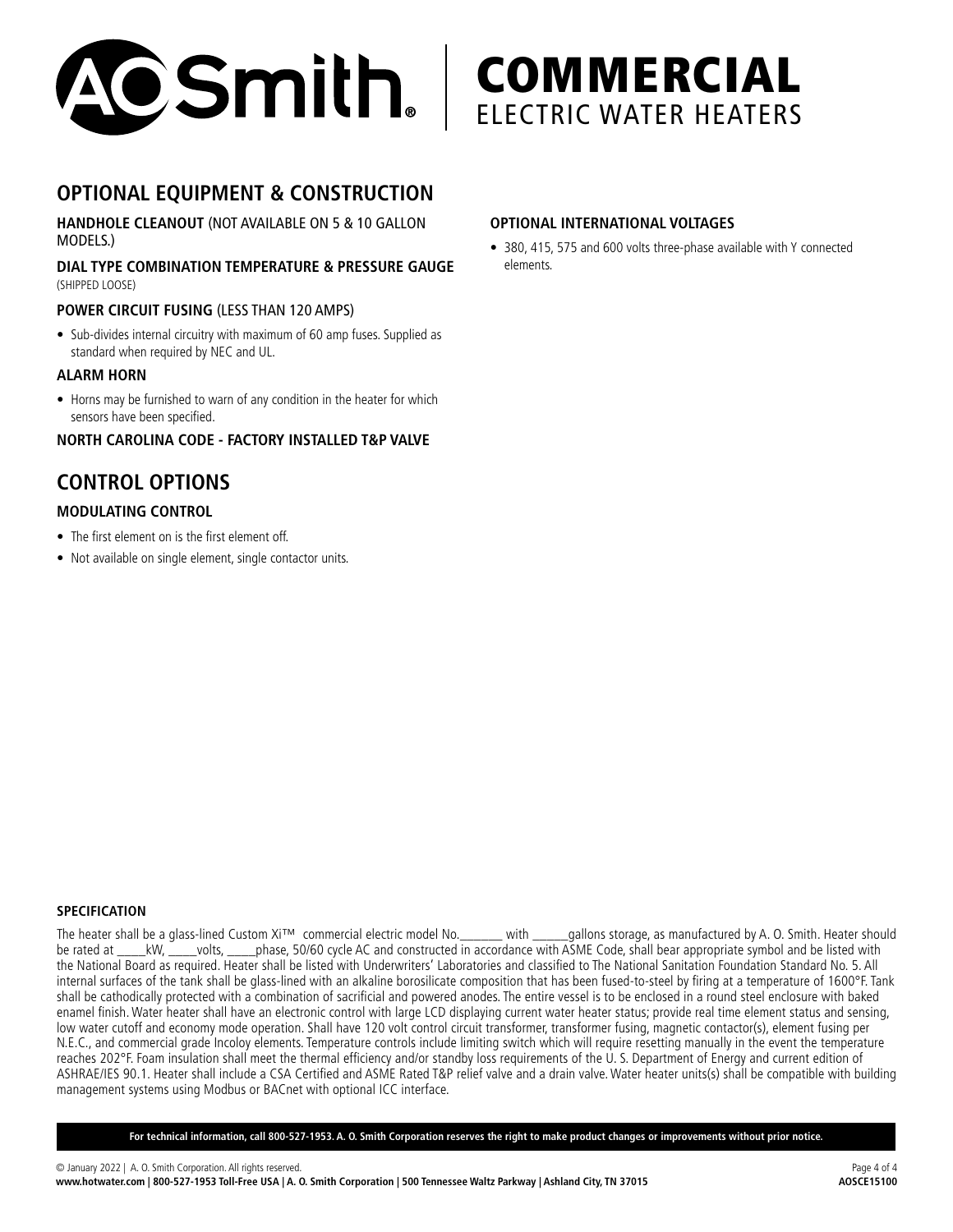## OPTIONAL EQUIPMENT & CONSTRUCTION

**HANDHOLE CLEANOUT** (NOT AVAILABLE ON 5 & 10 GALLON MODELS.)

**DIAL TYPE COMBINATION TEMPERATURE & PRESSURE GAUGE** (SHIPPED LOOSE)

### POWER CIRCUIT FUSING (LESS THAN 120 AMPS)

- Sub-divides internal circuitry with maximum of 60 amp fuses. Supplied as standard when required by NEC and UL.

### ALARM HORN

- Horns may be furnished to warn of any condition in the heater for which sensors have been specified.

**NORTH CAROLINA CODE - FACTORY INSTALLED T&P VALVE**

## CONTROL OPTIONS

### MODULATING CONTROL

- The first element on is the first element off.
- Not available on single element, single contactor units.

### OPTIONAL INTERNATIONAL VOLTAGES

- 380, 415, 575 and 600 volts three-phase available with Y connected elements.

### SPECIFICATION

The heater shall be a glass-lined Custom Xi™ commercial electric model No._______ with ______gallons storage, as manufactured by A. O. Smith. Heater should be rated at _____kW, _____volts, _____phase, 50/60 cycle AC and constructed in accordance with ASME Code, shall bear appropriate symbol and be listed with the National Board as required. Heater shall be listed with Underwriters' Laboratories and classified to The National Sanitation Foundation Standard No. 5. All internal surfaces of the tank shall be glass-lined with an alkaline borosilicate composition that has been fused-to-steel by firing at a temperature of 1600°F. Tank shall be cathodically protected with a combination of sacrificial and powered anodes. The entire vessel is to be enclosed in a round steel enclosure with baked enamel finish. Water heater shall have an electronic control with large LCD displaying current water heater status; provide real time element status and sensing, low water cutoff and economy mode operation. Shall have 120 volt control circuit transformer, transformer fusing, magnetic contactor(s), element fusing per N.E.C., and commercial grade Incoloy elements. Temperature controls include limiting switch which will require resetting manually in the event the temperature reaches 202°F. Foam insulation shall meet the thermal efficiency and/or standby loss requirements of the U. S. Department of Energy and current edition of ASHRAE/IES 90.1. Heater shall include a CSA Certified and ASME Rated T&P relief valve and a drain valve. Water heater units(s) shall be compatible with building management systems using Modbus or BACnet with optional ICC interface.

**For technical information, call 800-527-1953. A. O. Smith Corporation reserves the right to make product changes or improvements without prior notice.**

© January 2022 | A. O. Smith Corporation. All rights reserved.
**www.hotwater.com | 800-527-1953 Toll-Free USA | A. O. Smith Corporation | 500 Tennessee Waltz Parkway | Ashland City, TN 37015**

**AOSCE15100**